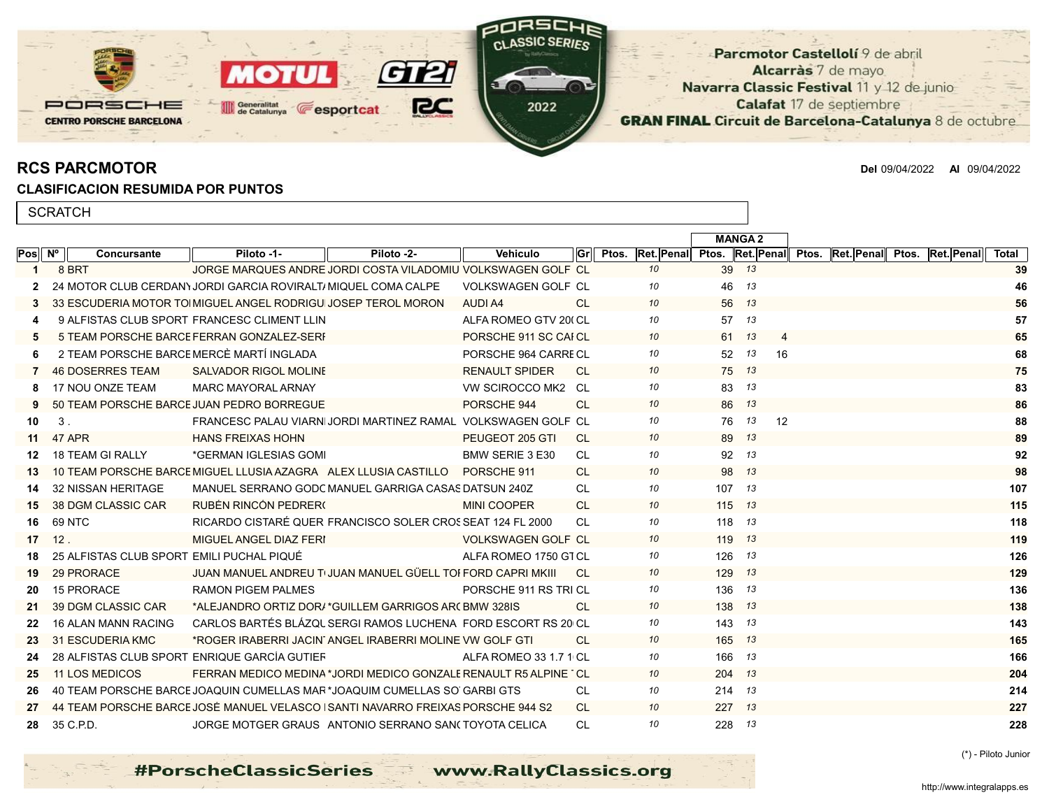Parcmotor Castellolí 9 de abril
Alcarràs 7 de mayo
Navarra Classic Festival 11 y 12 de junio
Calafat 17 de septiembre
**GRAN FINAL** Circuit de Barcelona-Catalunya 8 de octubre

## RCS PARCMOTOR

**Del** 09/04/2022 **Al** 09/04/2022

### CLASIFICACION RESUMIDA POR PUNTOS

SCRATCH

| | | | | | | | | | | MANGA 2 | | | | | | | | | |
|---|---|---|---|---|---|---|---|---|---|---|---|---|---|---|---|---|---|---|---|
| **Pos** | **Nº** | **Concursante** | **Piloto -1-** | **Piloto -2-** | **Vehiculo** | **Gr** | **Ptos.** | **Ret.** | **Penal** | **Ptos.** | **Ret.** | **Penal** | **Ptos.** | **Ret.** | **Penal** | **Ptos.** | **Ret.** | **Penal** | **Total** |
| 1 | 8 | BRT | JORGE MARQUES ANDRE | JORDI COSTA VILADOMIU | VOLKSWAGEN GOLF | CL | | 10 | | 39 | 13 | | | | | | | | 39 |
| 2 | 24 | MOTOR CLUB CERDANY | JORDI GARCIA ROVIRALT/ | MIQUEL COMA CALPE | VOLKSWAGEN GOLF | CL | | 10 | | 46 | 13 | | | | | | | | 46 |
| 3 | 33 | ESCUDERIA MOTOR TO | MIGUEL ANGEL RODRIGU | JOSEP TEROL MORON | AUDI A4 | CL | | 10 | | 56 | 13 | | | | | | | | 56 |
| 4 | 9 | ALFISTAS CLUB SPORT | FRANCESC CLIMENT LLIN | | ALFA ROMEO GTV 20( | CL | | 10 | | 57 | 13 | | | | | | | | 57 |
| 5 | 5 | TEAM PORSCHE BARCE | FERRAN GONZALEZ-SERI | | PORSCHE 911 SC CAI | CL | | 10 | | 61 | 13 | 4 | | | | | | | 65 |
| 6 | 2 | TEAM PORSCHE BARCE | MERCÈ MARTÍ INGLADA | | PORSCHE 964 CARRE | CL | | 10 | | 52 | 13 | 16 | | | | | | | 68 |
| 7 | 46 | DOSERRES TEAM | SALVADOR RIGOL MOLINE | | RENAULT SPIDER | CL | | 10 | | 75 | 13 | | | | | | | | 75 |
| 8 | 17 | NOU ONZE TEAM | MARC MAYORAL ARNAY | | VW SCIROCCO MK2 | CL | | 10 | | 83 | 13 | | | | | | | | 83 |
| 9 | 50 | TEAM PORSCHE BARCE | JUAN PEDRO BORREGUE | | PORSCHE 944 | CL | | 10 | | 86 | 13 | | | | | | | | 86 |
| 10 | 3 | . | FRANCESC PALAU VIARNI | JORDI MARTINEZ RAMAL | VOLKSWAGEN GOLF | CL | | 10 | | 76 | 13 | 12 | | | | | | | 88 |
| 11 | 47 | APR | HANS FREIXAS HOHN | | PEUGEOT 205 GTI | CL | | 10 | | 89 | 13 | | | | | | | | 89 |
| 12 | 18 | TEAM GI RALLY | *GERMAN IGLESIAS GOMI | | BMW SERIE 3 E30 | CL | | 10 | | 92 | 13 | | | | | | | | 92 |
| 13 | 10 | TEAM PORSCHE BARCE | MIGUEL LLUSIA AZAGRA | ALEX LLUSIA CASTILLO | PORSCHE 911 | CL | | 10 | | 98 | 13 | | | | | | | | 98 |
| 14 | 32 | NISSAN HERITAGE | MANUEL SERRANO GODC | MANUEL GARRIGA CASAS | DATSUN 240Z | CL | | 10 | | 107 | 13 | | | | | | | | 107 |
| 15 | 38 | DGM CLASSIC CAR | RUBÈN RINCÓN PEDRER( | | MINI COOPER | CL | | 10 | | 115 | 13 | | | | | | | | 115 |
| 16 | 69 | NTC | RICARDO CISTARÉ QUER | FRANCISCO SOLER CROS | SEAT 124 FL 2000 | CL | | 10 | | 118 | 13 | | | | | | | | 118 |
| 17 | 12 | . | MIGUEL ANGEL DIAZ FERI | | VOLKSWAGEN GOLF | CL | | 10 | | 119 | 13 | | | | | | | | 119 |
| 18 | 25 | ALFISTAS CLUB SPORT | EMILI PUCHAL PIQUÉ | | ALFA ROMEO 1750 GT | CL | | 10 | | 126 | 13 | | | | | | | | 126 |
| 19 | 29 | PRORACE | JUAN MANUEL ANDREU T | JUAN MANUEL GÜELL TOI | FORD CAPRI MKIII | CL | | 10 | | 129 | 13 | | | | | | | | 129 |
| 20 | 15 | PRORACE | RAMON PIGEM PALMES | | PORSCHE 911 RS TRI | CL | | 10 | | 136 | 13 | | | | | | | | 136 |
| 21 | 39 | DGM CLASSIC CAR | *ALEJANDRO ORTIZ DOR/ | *GUILLEM GARRIGOS AR( | BMW 328IS | CL | | 10 | | 138 | 13 | | | | | | | | 138 |
| 22 | 16 | ALAN MANN RACING | CARLOS BARTÉS BLÁZQU | SERGI RAMOS LUCHENA | FORD ESCORT RS 20 | CL | | 10 | | 143 | 13 | | | | | | | | 143 |
| 23 | 31 | ESCUDERIA KMC | *ROGER IRABERRI JACIN | ANGEL IRABERRI MOLINE | VW GOLF GTI | CL | | 10 | | 165 | 13 | | | | | | | | 165 |
| 24 | 28 | ALFISTAS CLUB SPORT | ENRIQUE GARCÍA GUTIEF | | ALFA ROMEO 33 1.7 1 | CL | | 10 | | 166 | 13 | | | | | | | | 166 |
| 25 | 11 | LOS MEDICOS | FERRAN MEDICO MEDINA | *JORDI MEDICO GONZALE | RENAULT R5 ALPINE | CL | | 10 | | 204 | 13 | | | | | | | | 204 |
| 26 | 40 | TEAM PORSCHE BARCE | JOAQUIN CUMELLAS MAR | *JOAQUIM CUMELLAS SO | GARBI GTS | CL | | 10 | | 214 | 13 | | | | | | | | 214 |
| 27 | 44 | TEAM PORSCHE BARCE | JOSÉ MANUEL VELASCO I | SANTI NAVARRO FREIXAS | PORSCHE 944 S2 | CL | | 10 | | 227 | 13 | | | | | | | | 227 |
| 28 | 35 | C.P.D. | JORGE MOTGER GRAUS | ANTONIO SERRANO SAN( | TOYOTA CELICA | CL | | 10 | | 228 | 13 | | | | | | | | 228 |

(*) - Piloto Junior

#PorscheClassicSeries www.RallyClassics.org

http://www.integralapps.es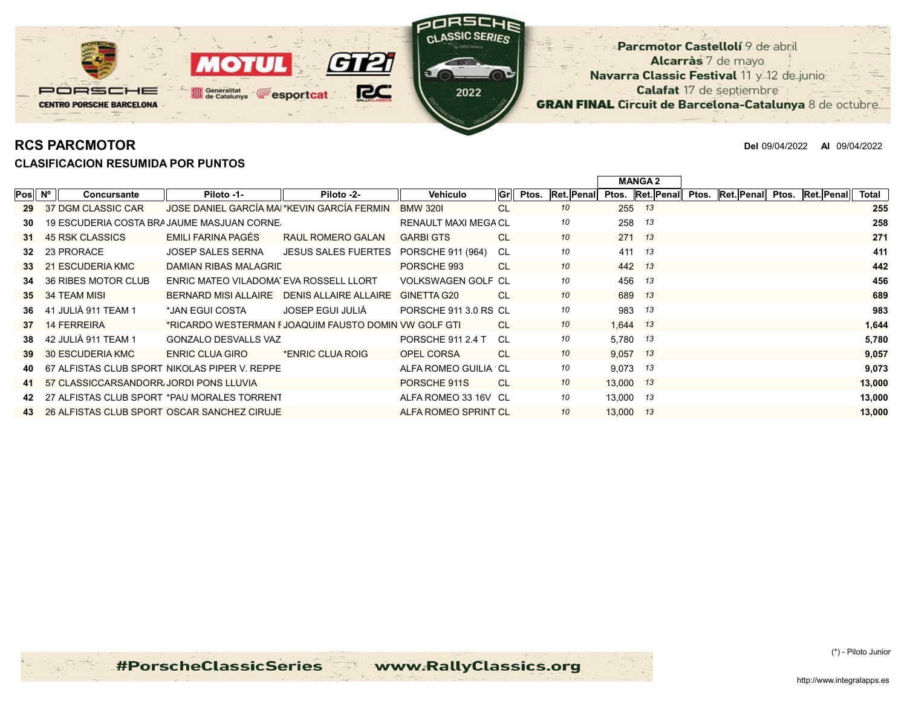Parcmotor Castellolí 9 de abril
Alcarràs 7 de mayo
Navarra Classic Festival 11 y 12 de junio
Calafat 17 de septiembre
GRAN FINAL Circuit de Barcelona-Catalunya 8 de octubre

## RCS PARCMOTOR

**Del** 09/04/2022 **Al** 09/04/2022

### CLASIFICACION RESUMIDA POR PUNTOS

| | | | | | | | | | | MANGA 2 | | | | | | | | | |
|---|---|---|---|---|---|---|---|---|---|---|---|---|---|---|---|---|---|---|---|
| Pos | Nº | Concursante | Piloto -1- | Piloto -2- | Vehiculo | Gr | Ptos. | Ret. | Penal | Ptos. | Ret. | Penal | Ptos. | Ret. | Penal | Ptos. | Ret. | Penal | Total |
| 29 | 37 | DGM CLASSIC CAR | JOSE DANIEL GARCÍA MA | *KEVIN GARCÍA FERMIN | BMW 320I | CL | | 10 | | 255 | 13 | | | | | | | | 255 |
| 30 | 19 | ESCUDERIA COSTA BRA | JAUME MASJUAN CORNE | | RENAULT MAXI MEGA | CL | | 10 | | 258 | 13 | | | | | | | | 258 |
| 31 | 45 | RSK CLASSICS | EMILI FARINA PAGÈS | RAUL ROMERO GALAN | GARBI GTS | CL | | 10 | | 271 | 13 | | | | | | | | 271 |
| 32 | 23 | PRORACE | JOSEP SALES SERNA | JESUS SALES FUERTES | PORSCHE 911 (964) | CL | | 10 | | 411 | 13 | | | | | | | | 411 |
| 33 | 21 | ESCUDERIA KMC | DAMIAN RIBAS MALAGRIC | | PORSCHE 993 | CL | | 10 | | 442 | 13 | | | | | | | | 442 |
| 34 | 36 | RIBES MOTOR CLUB | ENRIC MATEO VILADOMA | EVA ROSSELL LLORT | VOLKSWAGEN GOLF | CL | | 10 | | 456 | 13 | | | | | | | | 456 |
| 35 | 34 | TEAM MISI | BERNARD MISI ALLAIRE | DENIS ALLAIRE ALLAIRE | GINETTA G20 | CL | | 10 | | 689 | 13 | | | | | | | | 689 |
| 36 | 41 | JULIÀ 911 TEAM 1 | *JAN EGUI COSTA | JOSEP EGUI JULIÀ | PORSCHE 911 3.0 RS | CL | | 10 | | 983 | 13 | | | | | | | | 983 |
| 37 | 14 | FERREIRA | *RICARDO WESTERMAN F | JOAQUIM FAUSTO DOMIN | VW GOLF GTI | CL | | 10 | | 1,644 | 13 | | | | | | | | 1,644 |
| 38 | 42 | JULIÀ 911 TEAM 1 | GONZALO DESVALLS VAZ | | PORSCHE 911 2.4 T | CL | | 10 | | 5,780 | 13 | | | | | | | | 5,780 |
| 39 | 30 | ESCUDERIA KMC | ENRIC CLUA GIRO | *ENRIC CLUA ROIG | OPEL CORSA | CL | | 10 | | 9,057 | 13 | | | | | | | | 9,057 |
| 40 | 67 | ALFISTAS CLUB SPORT | NIKOLAS PIPER V. REPPE | | ALFA ROMEO GUILIA | CL | | 10 | | 9,073 | 13 | | | | | | | | 9,073 |
| 41 | 57 | CLASSICCARSANDORR | JORDI PONS LLUVIA | | PORSCHE 911S | CL | | 10 | | 13,000 | 13 | | | | | | | | 13,000 |
| 42 | 27 | ALFISTAS CLUB SPORT | *PAU MORALES TORRENT | | ALFA ROMEO 33 16V | CL | | 10 | | 13,000 | 13 | | | | | | | | 13,000 |
| 43 | 26 | ALFISTAS CLUB SPORT | OSCAR SANCHEZ CIRUJE | | ALFA ROMEO SPRINT | CL | | 10 | | 13,000 | 13 | | | | | | | | 13,000 |

(*) - Piloto Junior

#PorscheClassicSeries www.RallyClassics.org

http://www.integralapps.es